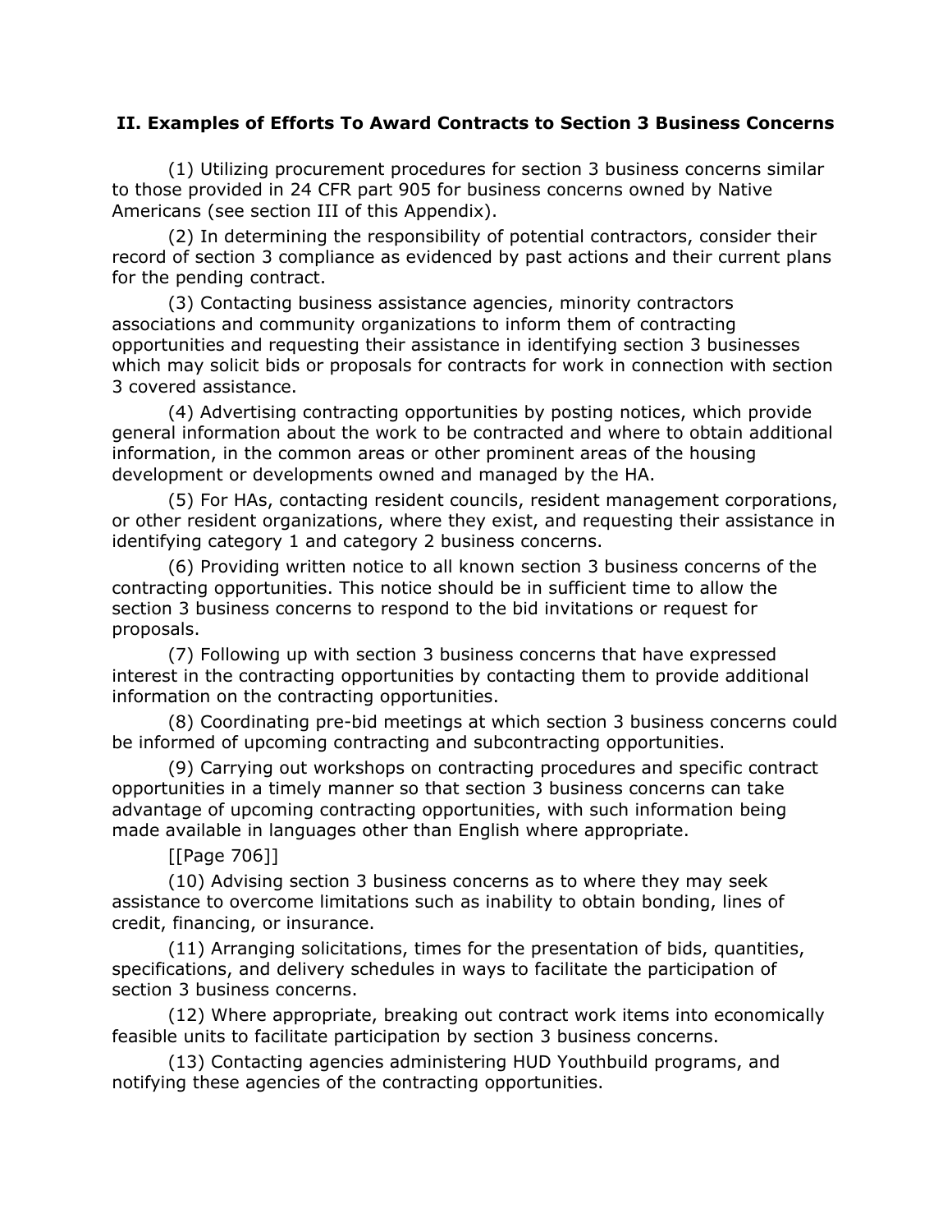## II. Examples of Efforts To Award Contracts to Section 3 Business Concerns

(1) Utilizing procurement procedures for section 3 business concerns similar to those provided in 24 CFR part 905 for business concerns owned by Native Americans (see section III of this Appendix).

(2) In determining the responsibility of potential contractors, consider their record of section 3 compliance as evidenced by past actions and their current plans for the pending contract.

(3) Contacting business assistance agencies, minority contractors associations and community organizations to inform them of contracting opportunities and requesting their assistance in identifying section 3 businesses which may solicit bids or proposals for contracts for work in connection with section 3 covered assistance.

(4) Advertising contracting opportunities by posting notices, which provide general information about the work to be contracted and where to obtain additional information, in the common areas or other prominent areas of the housing development or developments owned and managed by the HA.

(5) For HAs, contacting resident councils, resident management corporations, or other resident organizations, where they exist, and requesting their assistance in identifying category 1 and category 2 business concerns.

(6) Providing written notice to all known section 3 business concerns of the contracting opportunities. This notice should be in sufficient time to allow the section 3 business concerns to respond to the bid invitations or request for proposals.

(7) Following up with section 3 business concerns that have expressed interest in the contracting opportunities by contacting them to provide additional information on the contracting opportunities.

(8) Coordinating pre-bid meetings at which section 3 business concerns could be informed of upcoming contracting and subcontracting opportunities.

(9) Carrying out workshops on contracting procedures and specific contract opportunities in a timely manner so that section 3 business concerns can take advantage of upcoming contracting opportunities, with such information being made available in languages other than English where appropriate.

[[Page 706]]

(10) Advising section 3 business concerns as to where they may seek assistance to overcome limitations such as inability to obtain bonding, lines of credit, financing, or insurance.

(11) Arranging solicitations, times for the presentation of bids, quantities, specifications, and delivery schedules in ways to facilitate the participation of section 3 business concerns.

(12) Where appropriate, breaking out contract work items into economically feasible units to facilitate participation by section 3 business concerns.

(13) Contacting agencies administering HUD Youthbuild programs, and notifying these agencies of the contracting opportunities.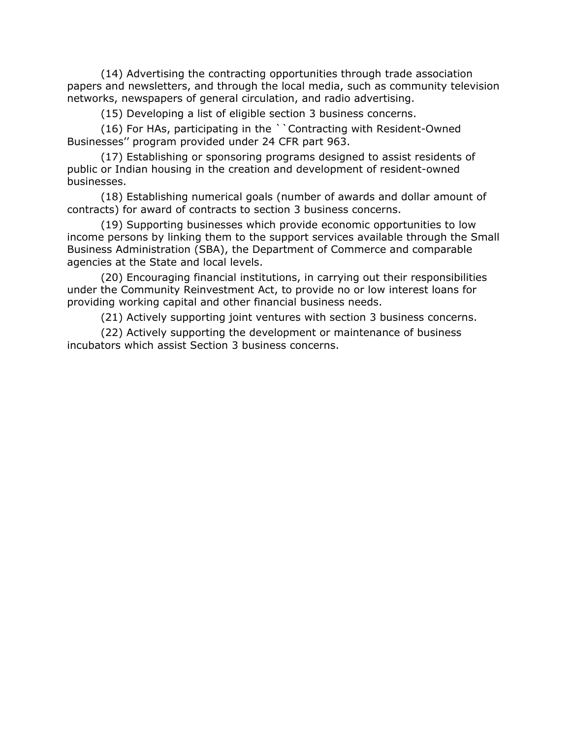(14) Advertising the contracting opportunities through trade association papers and newsletters, and through the local media, such as community television networks, newspapers of general circulation, and radio advertising.

(15) Developing a list of eligible section 3 business concerns.

(16) For HAs, participating in the ``Contracting with Resident-Owned Businesses'' program provided under 24 CFR part 963.

(17) Establishing or sponsoring programs designed to assist residents of public or Indian housing in the creation and development of resident-owned businesses.

(18) Establishing numerical goals (number of awards and dollar amount of contracts) for award of contracts to section 3 business concerns.

(19) Supporting businesses which provide economic opportunities to low income persons by linking them to the support services available through the Small Business Administration (SBA), the Department of Commerce and comparable agencies at the State and local levels.

(20) Encouraging financial institutions, in carrying out their responsibilities under the Community Reinvestment Act, to provide no or low interest loans for providing working capital and other financial business needs.

(21) Actively supporting joint ventures with section 3 business concerns.

(22) Actively supporting the development or maintenance of business incubators which assist Section 3 business concerns.